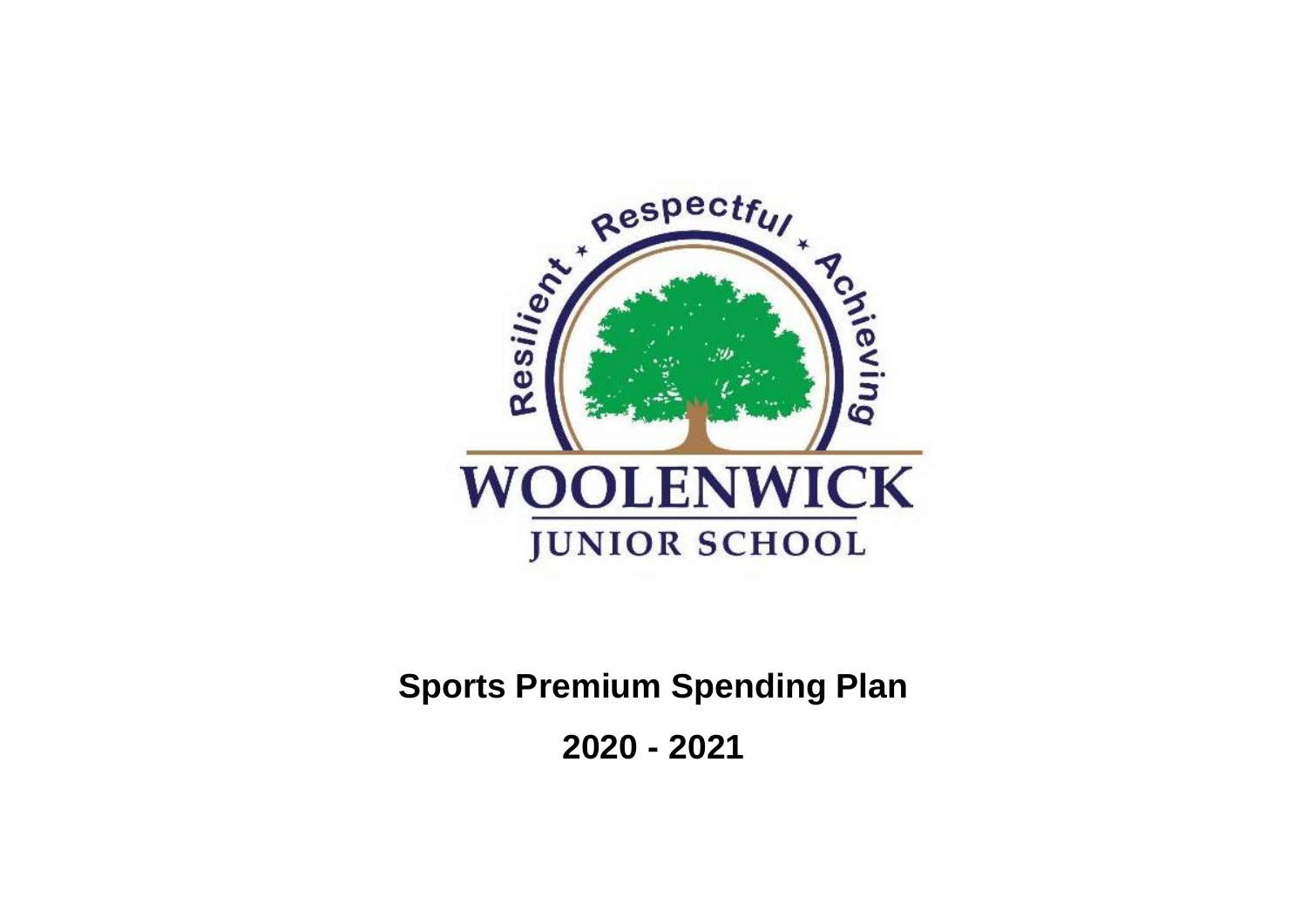Resilient * Respectful * Achieving

WOOLENWICK

JUNIOR SCHOOL

# Sports Premium Spending Plan

# 2020 - 2021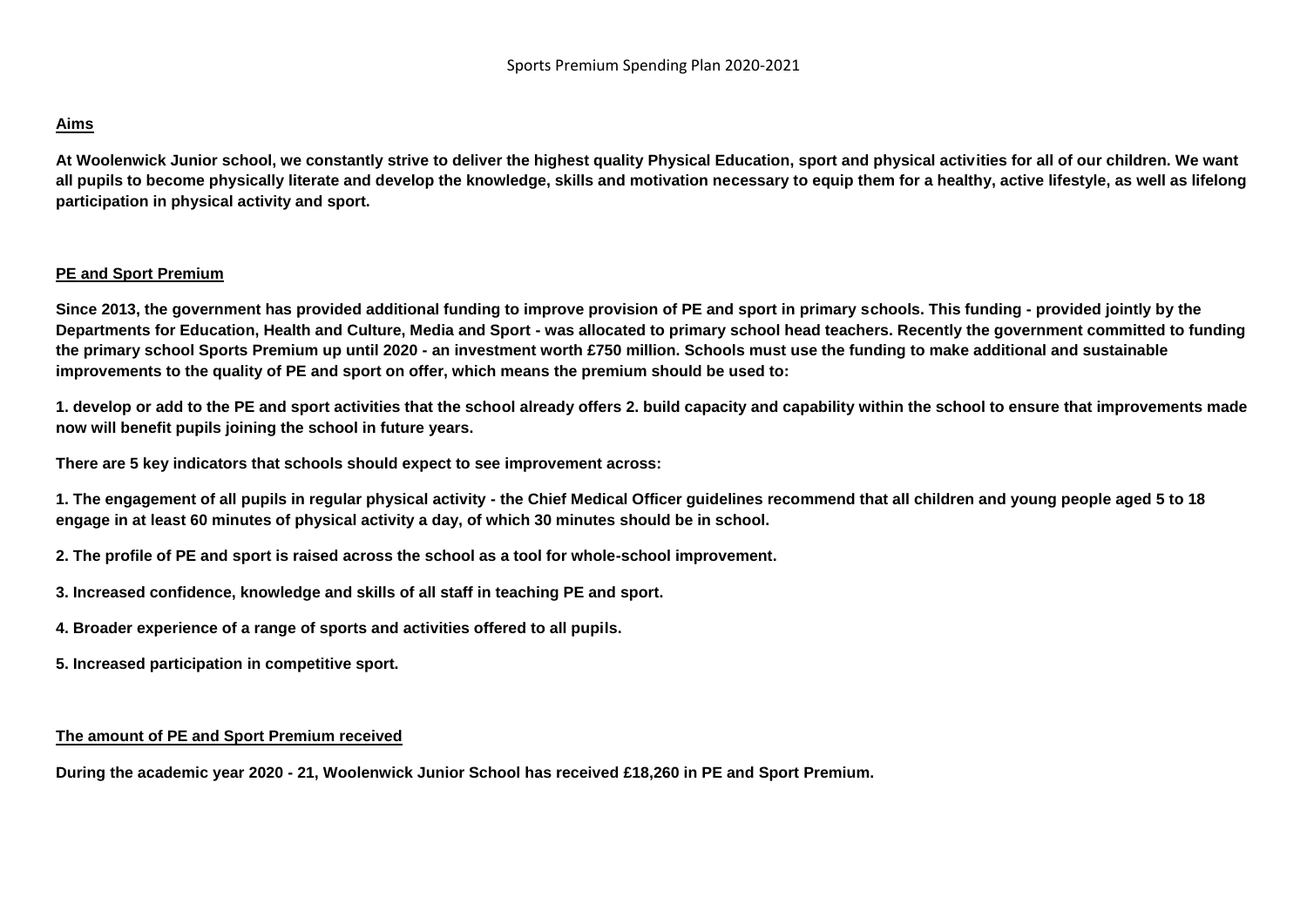Sports Premium Spending Plan 2020-2021

## Aims

**At Woolenwick Junior school, we constantly strive to deliver the highest quality Physical Education, sport and physical activities for all of our children. We want all pupils to become physically literate and develop the knowledge, skills and motivation necessary to equip them for a healthy, active lifestyle, as well as lifelong participation in physical activity and sport.**

## PE and Sport Premium

**Since 2013, the government has provided additional funding to improve provision of PE and sport in primary schools. This funding - provided jointly by the Departments for Education, Health and Culture, Media and Sport - was allocated to primary school head teachers. Recently the government committed to funding the primary school Sports Premium up until 2020 - an investment worth £750 million. Schools must use the funding to make additional and sustainable improvements to the quality of PE and sport on offer, which means the premium should be used to:**

**1. develop or add to the PE and sport activities that the school already offers 2. build capacity and capability within the school to ensure that improvements made now will benefit pupils joining the school in future years.**

**There are 5 key indicators that schools should expect to see improvement across:**

**1. The engagement of all pupils in regular physical activity - the Chief Medical Officer guidelines recommend that all children and young people aged 5 to 18 engage in at least 60 minutes of physical activity a day, of which 30 minutes should be in school.**

**2. The profile of PE and sport is raised across the school as a tool for whole-school improvement.**

**3. Increased confidence, knowledge and skills of all staff in teaching PE and sport.**

**4. Broader experience of a range of sports and activities offered to all pupils.**

**5. Increased participation in competitive sport.**

## The amount of PE and Sport Premium received

**During the academic year 2020 - 21, Woolenwick Junior School has received £18,260 in PE and Sport Premium.**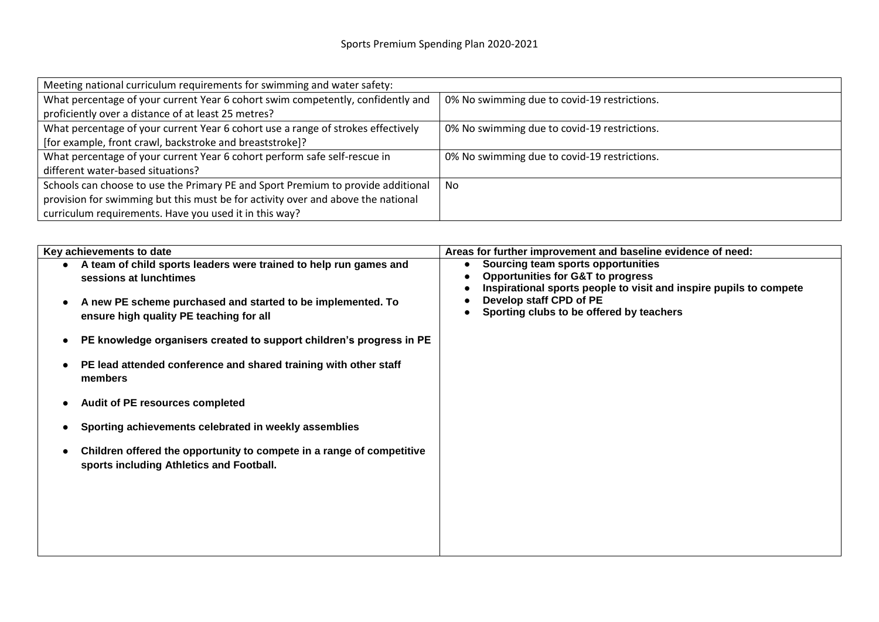# Sports Premium Spending Plan 2020-2021

| Meeting national curriculum requirements for swimming and water safety: | |
|---|---|
| What percentage of your current Year 6 cohort swim competently, confidently and proficiently over a distance of at least 25 metres? | 0% No swimming due to covid-19 restrictions. |
| What percentage of your current Year 6 cohort use a range of strokes effectively [for example, front crawl, backstroke and breaststroke]? | 0% No swimming due to covid-19 restrictions. |
| What percentage of your current Year 6 cohort perform safe self-rescue in different water-based situations? | 0% No swimming due to covid-19 restrictions. |
| Schools can choose to use the Primary PE and Sport Premium to provide additional provision for swimming but this must be for activity over and above the national curriculum requirements. Have you used it in this way? | No |

| Key achievements to date | Areas for further improvement and baseline evidence of need: |
|---|---|
| <ul><li>**A team of child sports leaders were trained to help run games and sessions at lunchtimes**</li><li>**A new PE scheme purchased and started to be implemented. To ensure high quality PE teaching for all**</li><li>**PE knowledge organisers created to support children's progress in PE**</li><li>**PE lead attended conference and shared training with other staff members**</li><li>**Audit of PE resources completed**</li><li>**Sporting achievements celebrated in weekly assemblies**</li><li>**Children offered the opportunity to compete in a range of competitive sports including Athletics and Football.**</li></ul> | <ul><li>**Sourcing team sports opportunities**</li><li>**Opportunities for G&T to progress**</li><li>**Inspirational sports people to visit and inspire pupils to compete**</li><li>**Develop staff CPD of PE**</li><li>**Sporting clubs to be offered by teachers**</li></ul> |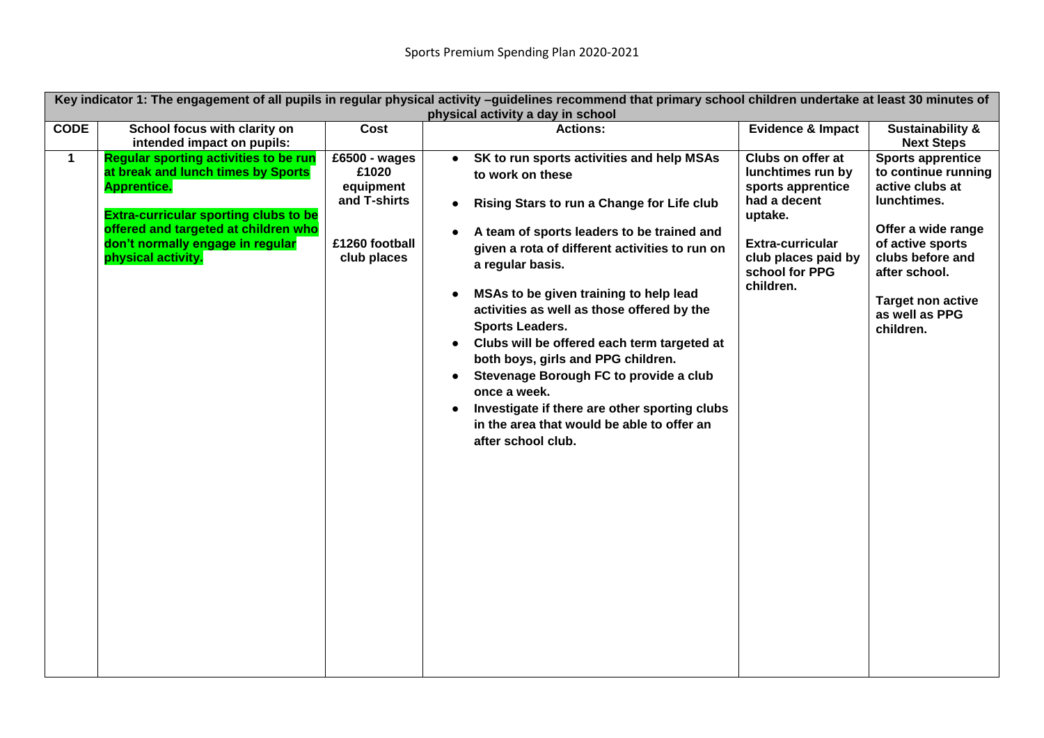# Sports Premium Spending Plan 2020-2021

| Key indicator 1: The engagement of all pupils in regular physical activity –guidelines recommend that primary school children undertake at least 30 minutes of physical activity a day in school | | | | | |
|---|---|---|---|---|---|
| **CODE** | **School focus with clarity on intended impact on pupils:** | **Cost** | **Actions:** | **Evidence & Impact** | **Sustainability & Next Steps** |
| **1** | **Regular sporting activities to be run at break and lunch times by Sports Apprentice.**<br><br>**Extra-curricular sporting clubs to be offered and targeted at children who don't normally engage in regular physical activity.** | **£6500 - wages**<br>**£1020 equipment and T-shirts**<br><br>**£1260 football club places** | • **SK to run sports activities and help MSAs to work on these**<br>• **Rising Stars to run a Change for Life club**<br>• **A team of sports leaders to be trained and given a rota of different activities to run on a regular basis.**<br>• **MSAs to be given training to help lead activities as well as those offered by the Sports Leaders.**<br>• **Clubs will be offered each term targeted at both boys, girls and PPG children.**<br>• **Stevenage Borough FC to provide a club once a week.**<br>• **Investigate if there are other sporting clubs in the area that would be able to offer an after school club.** | **Clubs on offer at lunchtimes run by sports apprentice had a decent uptake.**<br><br>**Extra-curricular club places paid by school for PPG children.** | **Sports apprentice to continue running active clubs at lunchtimes.**<br><br>**Offer a wide range of active sports clubs before and after school.**<br><br>**Target non active as well as PPG children.** |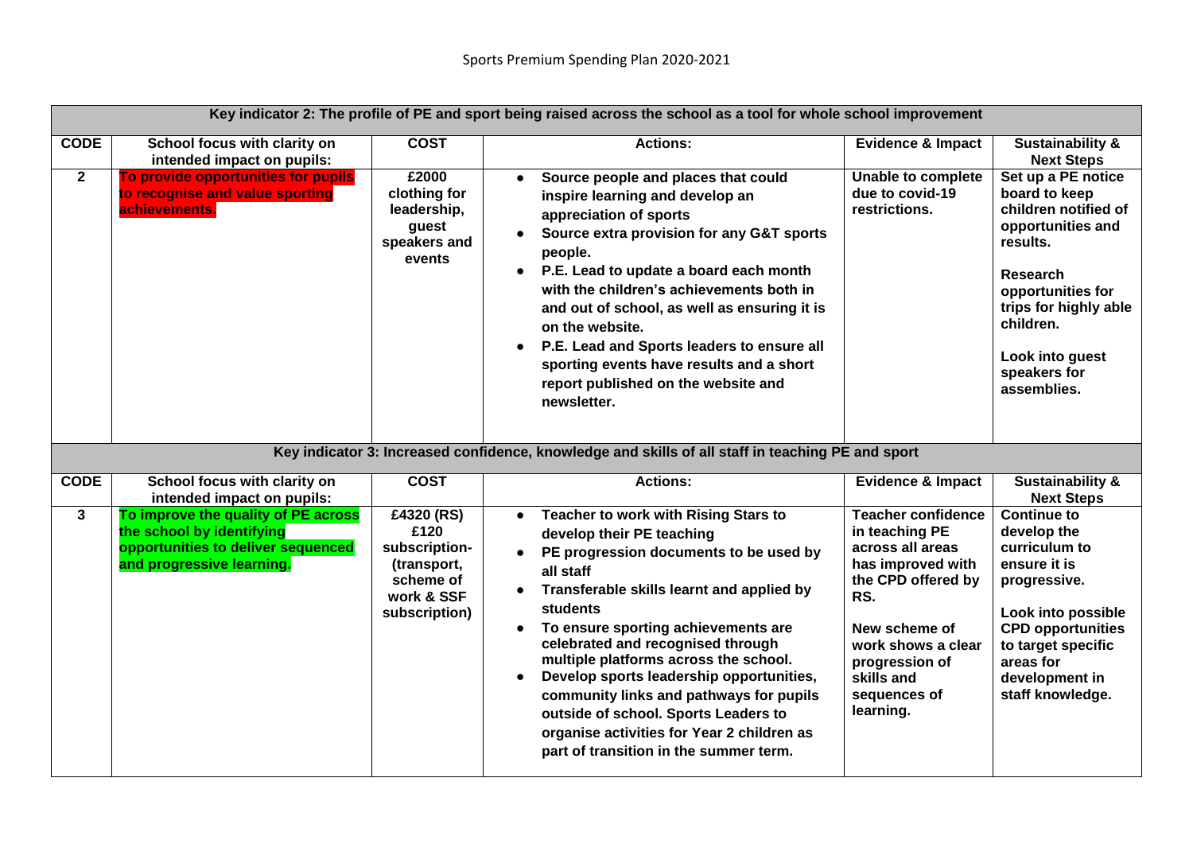Sports Premium Spending Plan 2020-2021

| Key indicator 2: The profile of PE and sport being raised across the school as a tool for whole school improvement | | | | | |
|---|---|---|---|---|---|
| **CODE** | **School focus with clarity on intended impact on pupils:** | **COST** | **Actions:** | **Evidence & Impact** | **Sustainability & Next Steps** |
| **2** | **To provide opportunities for pupils to recognise and value sporting achievements.** | **£2000 clothing for leadership, guest speakers and events** | • **Source people and places that could inspire learning and develop an appreciation of sports**<br>• **Source extra provision for any G&T sports people.**<br>• **P.E. Lead to update a board each month with the children's achievements both in and out of school, as well as ensuring it is on the website.**<br>• **P.E. Lead and Sports leaders to ensure all sporting events have results and a short report published on the website and newsletter.** | **Unable to complete due to covid-19 restrictions.** | **Set up a PE notice board to keep children notified of opportunities and results.**<br><br>**Research opportunities for trips for highly able children.**<br><br>**Look into guest speakers for assemblies.** |

| Key indicator 3: Increased confidence, knowledge and skills of all staff in teaching PE and sport | | | | | |
|---|---|---|---|---|---|
| **CODE** | **School focus with clarity on intended impact on pupils:** | **COST** | **Actions:** | **Evidence & Impact** | **Sustainability & Next Steps** |
| **3** | **To improve the quality of PE across the school by identifying opportunities to deliver sequenced and progressive learning.** | **£4320 (RS) £120 subscription- (transport, scheme of work & SSF subscription)** | • **Teacher to work with Rising Stars to develop their PE teaching**<br>• **PE progression documents to be used by all staff**<br>• **Transferable skills learnt and applied by students**<br>• **To ensure sporting achievements are celebrated and recognised through multiple platforms across the school.**<br>• **Develop sports leadership opportunities, community links and pathways for pupils outside of school. Sports Leaders to organise activities for Year 2 children as part of transition in the summer term.** | **Teacher confidence in teaching PE across all areas has improved with the CPD offered by RS.**<br><br>**New scheme of work shows a clear progression of skills and sequences of learning.** | **Continue to develop the curriculum to ensure it is progressive.**<br><br>**Look into possible CPD opportunities to target specific areas for development in staff knowledge.** |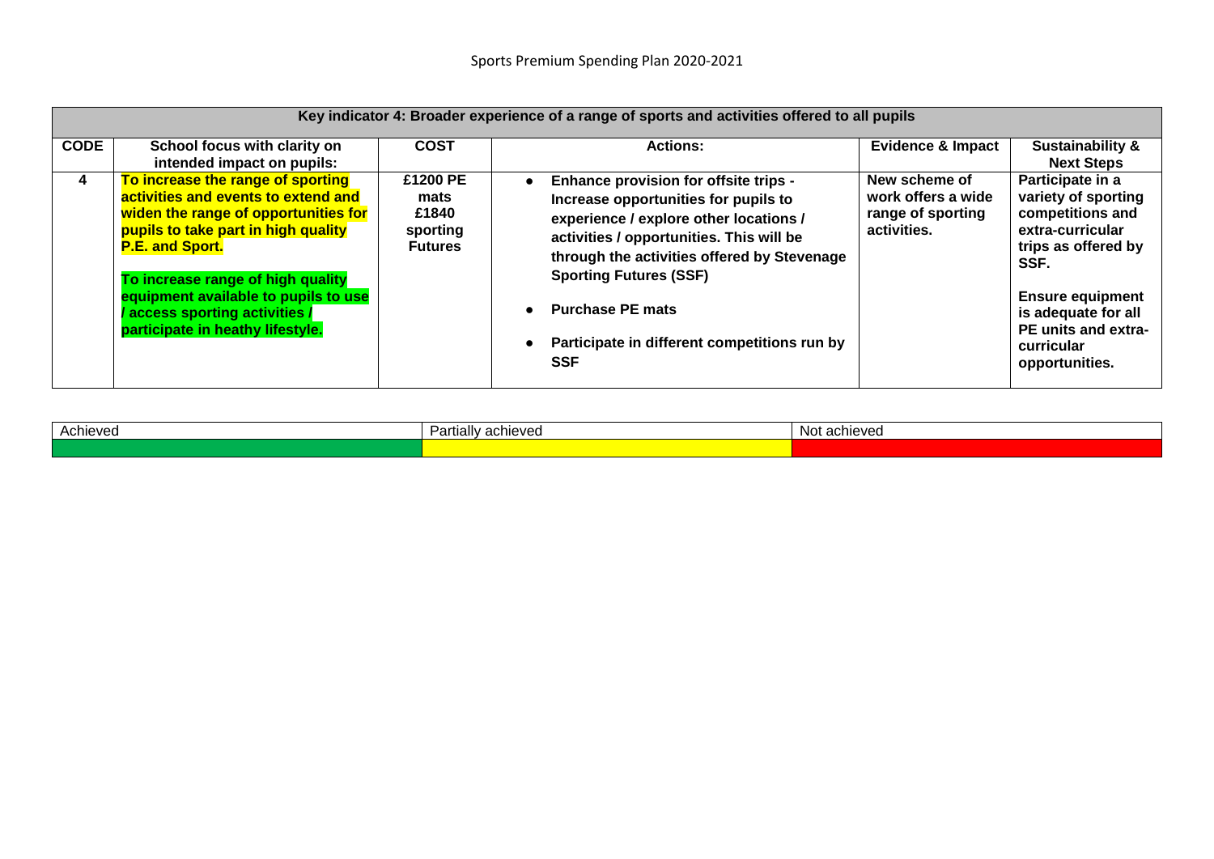Sports Premium Spending Plan 2020-2021

| Key indicator 4: Broader experience of a range of sports and activities offered to all pupils | | | | | |
|---|---|---|---|---|---|
| **CODE** | **School focus with clarity on intended impact on pupils:** | **COST** | **Actions:** | **Evidence & Impact** | **Sustainability & Next Steps** |
| **4** | **To increase the range of sporting activities and events to extend and widen the range of opportunities for pupils to take part in high quality P.E. and Sport.**<br><br>**To increase range of high quality equipment available to pupils to use / access sporting activities / participate in heathy lifestyle.** | **£1200 PE mats**<br>**£1840 sporting Futures** | • **Enhance provision for offsite trips - Increase opportunities for pupils to experience / explore other locations / activities / opportunities. This will be through the activities offered by Stevenage Sporting Futures (SSF)**<br>• **Purchase PE mats**<br>• **Participate in different competitions run by SSF** | **New scheme of work offers a wide range of sporting activities.** | **Participate in a variety of sporting competitions and extra-curricular trips as offered by SSF.**<br><br>**Ensure equipment is adequate for all PE units and extra-curricular opportunities.** |

| Achieved | Partially achieved | Not achieved |
|---|---|---|
| | | |